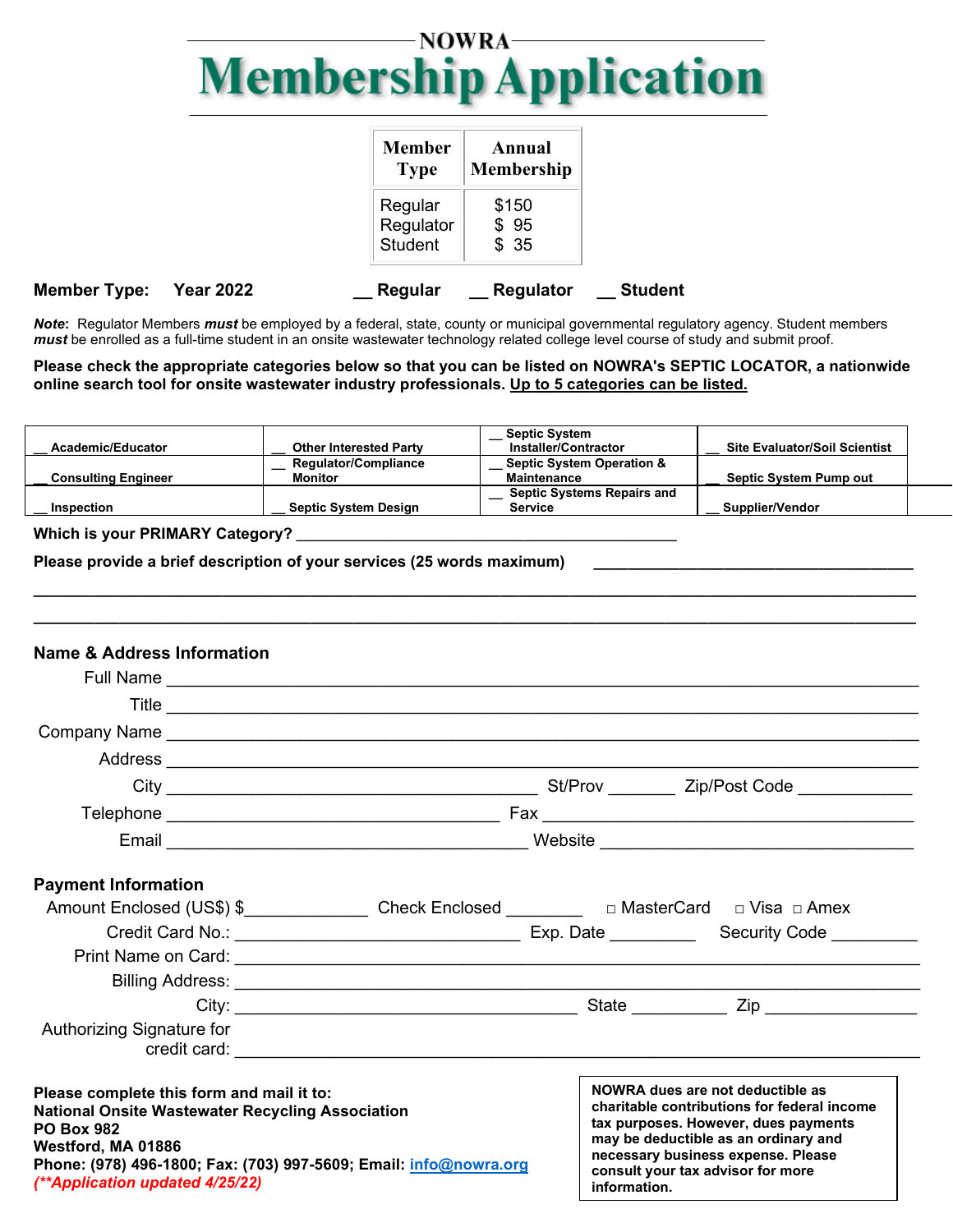# NOWRA Membership Application

| Member Type | Annual Membership |
| --- | --- |
| Regular | $150 |
| Regulator | $ 95 |
| Student | $ 35 |

**Member Type: Year 2022 __ Regular __ Regulator __ Student**

***Note***: Regulator Members ***must*** be employed by a federal, state, county or municipal governmental regulatory agency. Student members ***must*** be enrolled as a full-time student in an onsite wastewater technology related college level course of study and submit proof.

**Please check the appropriate categories below so that you can be listed on NOWRA's SEPTIC LOCATOR, a nationwide online search tool for onsite wastewater industry professionals. Up to 5 categories can be listed.**

| | | | |
| --- | --- | --- | --- |
| __ Academic/Educator | __ Other Interested Party | __ Septic System Installer/Contractor | __ Site Evaluator/Soil Scientist |
| __ Consulting Engineer | __ Regulator/Compliance Monitor | __ Septic System Operation & Maintenance | __ Septic System Pump out |
| __ Inspection | __ Septic System Design | __ Septic Systems Repairs and Service | __ Supplier/Vendor |

**Which is your PRIMARY Category?** ____________________________________________

**Please provide a brief description of your services (25 words maximum)** ____________________________________

______________________________________________________________________________________________

______________________________________________________________________________________________

## Name & Address Information

Full Name ______________________________________________________________________________

Title ______________________________________________________________________________

Company Name ______________________________________________________________________________

Address ______________________________________________________________________________

City __________________________________________ St/Prov _______ Zip/Post Code ____________

Telephone ______________________________________ Fax __________________________________________

Email ________________________________________ Website _________________________________

## Payment Information

Amount Enclosed (US$) $_____________ Check Enclosed ________ □ MasterCard □ Visa □ Amex

Credit Card No.: ________________________________ Exp. Date _________ Security Code _________

Print Name on Card: ______________________________________________________________________

Billing Address: ______________________________________________________________________

City: ______________________________________ State __________ Zip ________________

Authorizing Signature for credit card: ______________________________________________________________________

**Please complete this form and mail it to:**
**National Onsite Wastewater Recycling Association**
**PO Box 982**
**Westford, MA 01886**
**Phone: (978) 496-1800; Fax: (703) 997-5609; Email: info@nowra.org**
***(\*\*Application updated 4/25/22)***

**NOWRA dues are not deductible as charitable contributions for federal income tax purposes. However, dues payments may be deductible as an ordinary and necessary business expense. Please consult your tax advisor for more information.**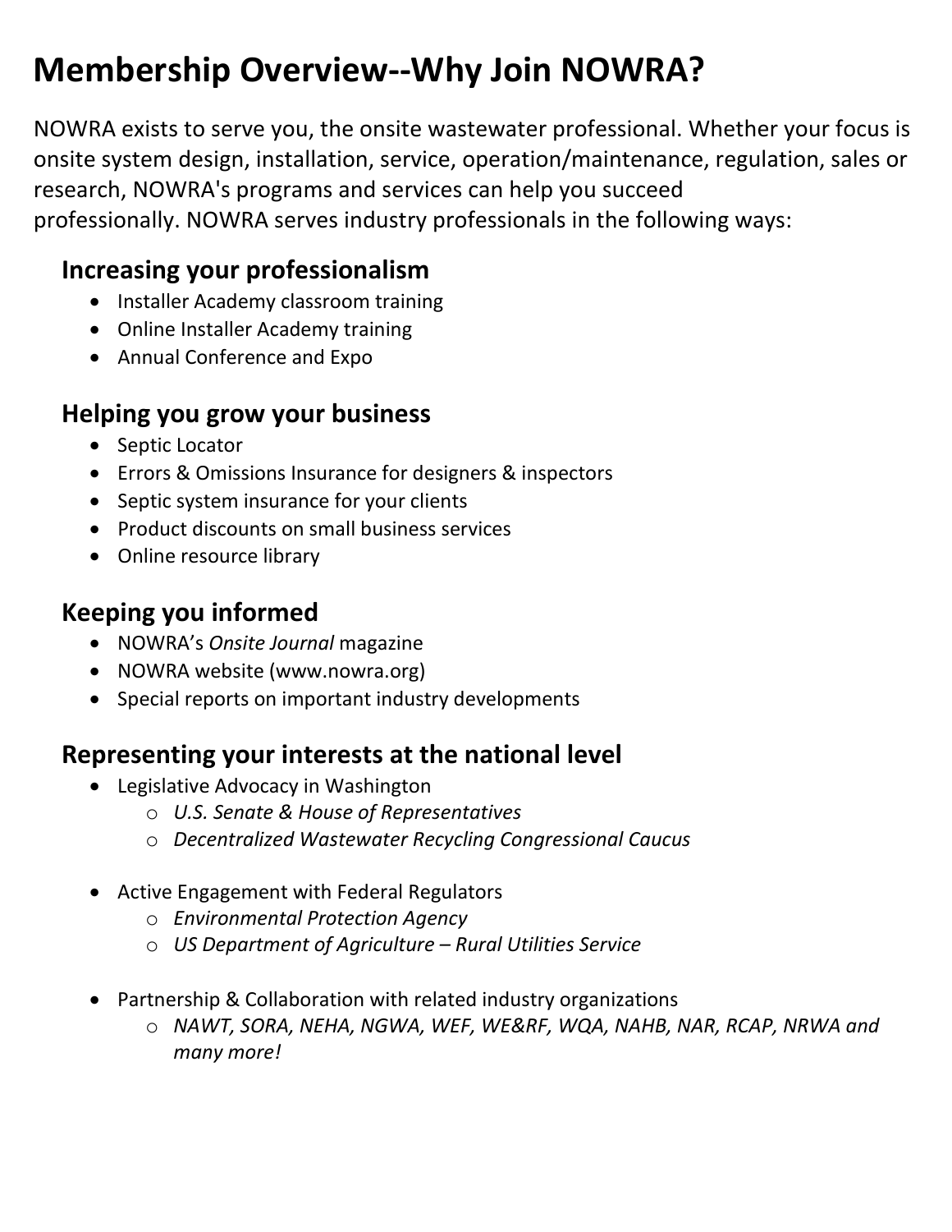# Membership Overview--Why Join NOWRA?

NOWRA exists to serve you, the onsite wastewater professional. Whether your focus is onsite system design, installation, service, operation/maintenance, regulation, sales or research, NOWRA's programs and services can help you succeed professionally. NOWRA serves industry professionals in the following ways:

## Increasing your professionalism

- Installer Academy classroom training
- Online Installer Academy training
- Annual Conference and Expo

## Helping you grow your business

- Septic Locator
- Errors & Omissions Insurance for designers & inspectors
- Septic system insurance for your clients
- Product discounts on small business services
- Online resource library

## Keeping you informed

- NOWRA's *Onsite Journal* magazine
- NOWRA website (www.nowra.org)
- Special reports on important industry developments

## Representing your interests at the national level

- Legislative Advocacy in Washington
  - *U.S. Senate & House of Representatives*
  - *Decentralized Wastewater Recycling Congressional Caucus*

- Active Engagement with Federal Regulators
  - *Environmental Protection Agency*
  - *US Department of Agriculture – Rural Utilities Service*

- Partnership & Collaboration with related industry organizations
  - *NAWT, SORA, NEHA, NGWA, WEF, WE&RF, WQA, NAHB, NAR, RCAP, NRWA and many more!*